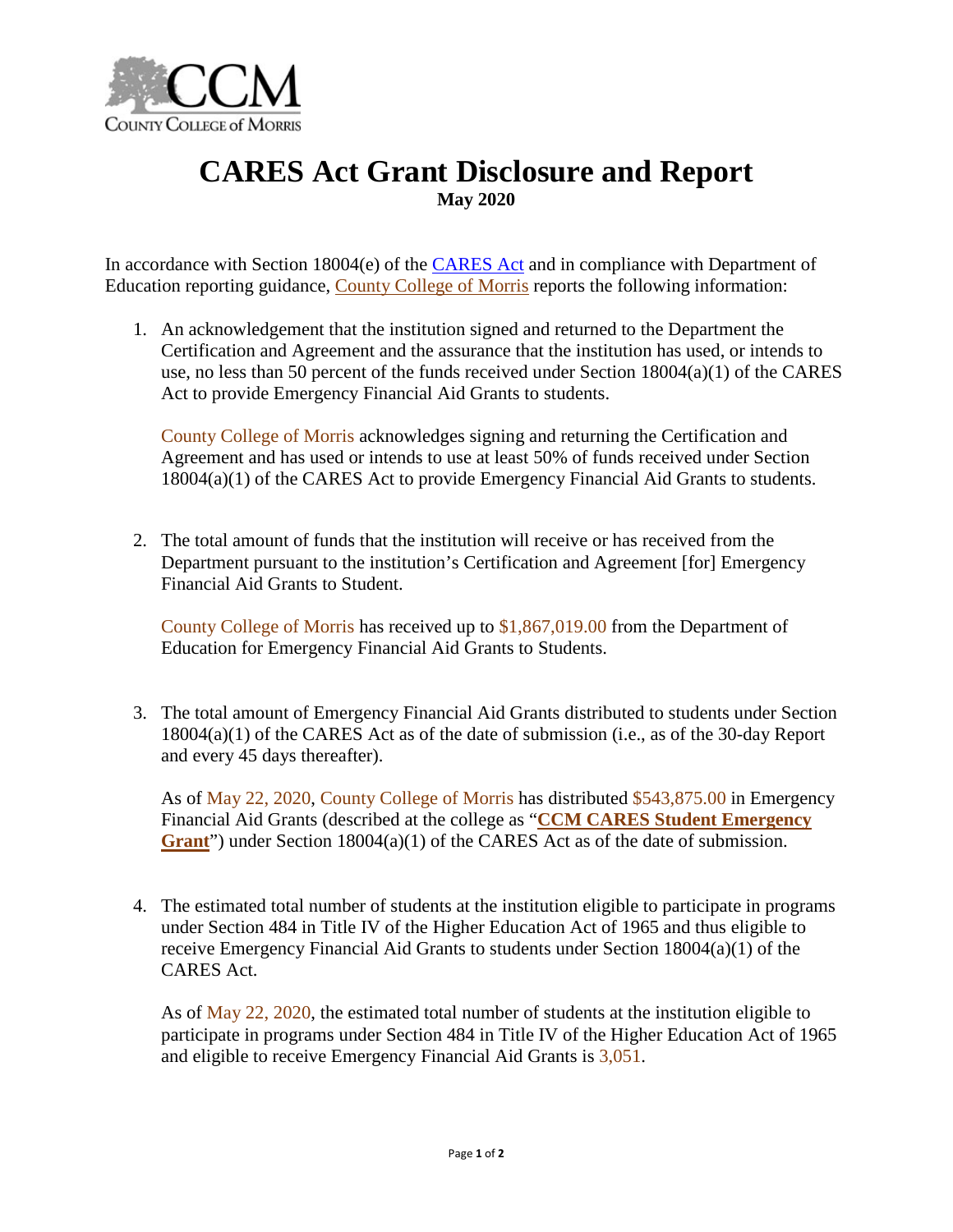COUNTY COLLEGE of MORRIS

# CARES Act Grant Disclosure and Report

**May 2020**

In accordance with Section 18004(e) of the CARES Act and in compliance with Department of Education reporting guidance, County College of Morris reports the following information:

1. An acknowledgement that the institution signed and returned to the Department the Certification and Agreement and the assurance that the institution has used, or intends to use, no less than 50 percent of the funds received under Section 18004(a)(1) of the CARES Act to provide Emergency Financial Aid Grants to students.

   County College of Morris acknowledges signing and returning the Certification and Agreement and has used or intends to use at least 50% of funds received under Section 18004(a)(1) of the CARES Act to provide Emergency Financial Aid Grants to students.

2. The total amount of funds that the institution will receive or has received from the Department pursuant to the institution's Certification and Agreement [for] Emergency Financial Aid Grants to Student.

   County College of Morris has received up to $1,867,019.00 from the Department of Education for Emergency Financial Aid Grants to Students.

3. The total amount of Emergency Financial Aid Grants distributed to students under Section 18004(a)(1) of the CARES Act as of the date of submission (i.e., as of the 30-day Report and every 45 days thereafter).

   As of May 22, 2020, County College of Morris has distributed $543,875.00 in Emergency Financial Aid Grants (described at the college as "**CCM CARES Student Emergency Grant**") under Section 18004(a)(1) of the CARES Act as of the date of submission.

4. The estimated total number of students at the institution eligible to participate in programs under Section 484 in Title IV of the Higher Education Act of 1965 and thus eligible to receive Emergency Financial Aid Grants to students under Section 18004(a)(1) of the CARES Act.

   As of May 22, 2020, the estimated total number of students at the institution eligible to participate in programs under Section 484 in Title IV of the Higher Education Act of 1965 and eligible to receive Emergency Financial Aid Grants is 3,051.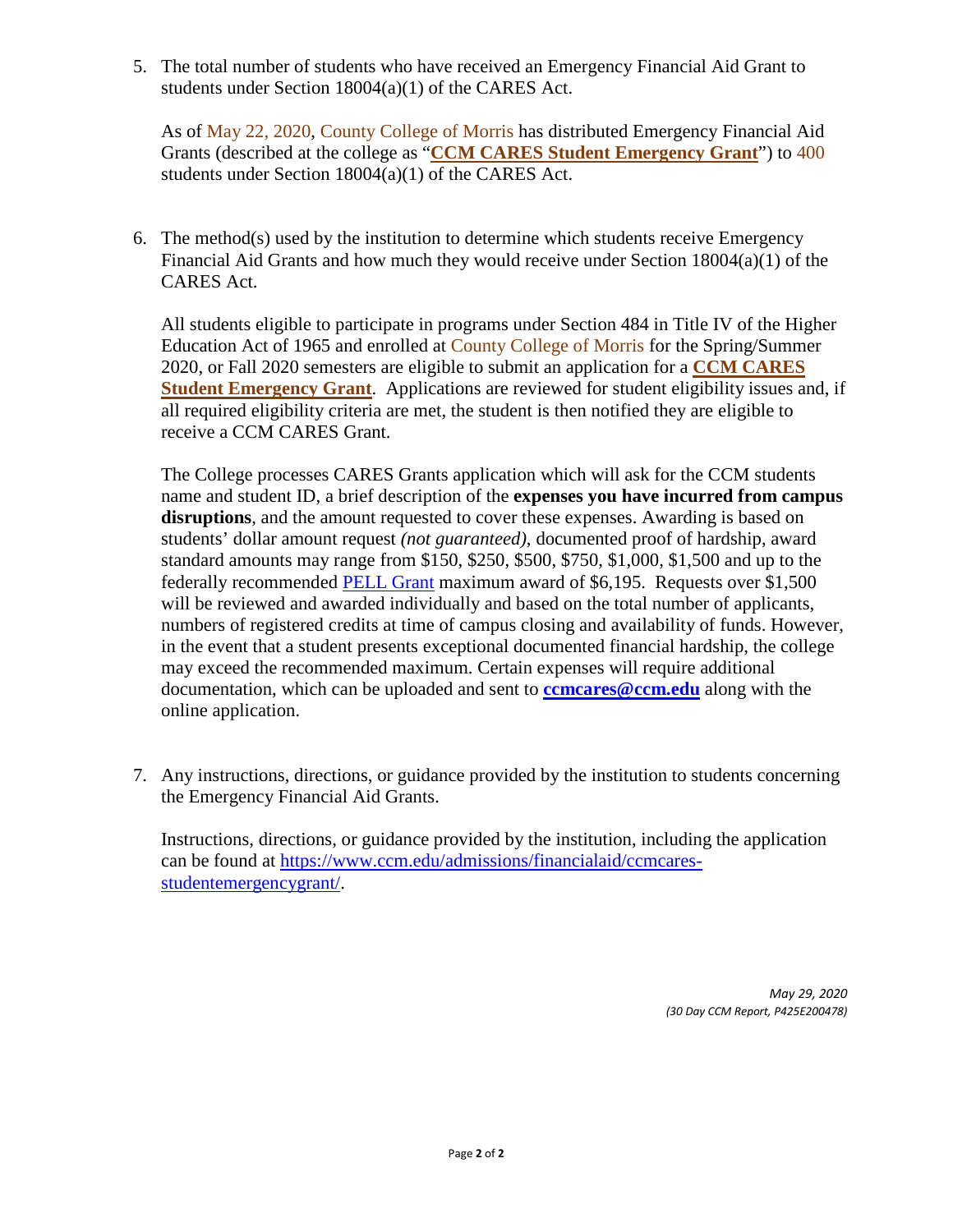5. The total number of students who have received an Emergency Financial Aid Grant to students under Section 18004(a)(1) of the CARES Act.

   As of May 22, 2020, County College of Morris has distributed Emergency Financial Aid Grants (described at the college as "**CCM CARES Student Emergency Grant**") to 400 students under Section 18004(a)(1) of the CARES Act.

6. The method(s) used by the institution to determine which students receive Emergency Financial Aid Grants and how much they would receive under Section 18004(a)(1) of the CARES Act.

   All students eligible to participate in programs under Section 484 in Title IV of the Higher Education Act of 1965 and enrolled at County College of Morris for the Spring/Summer 2020, or Fall 2020 semesters are eligible to submit an application for a **CCM CARES Student Emergency Grant**. Applications are reviewed for student eligibility issues and, if all required eligibility criteria are met, the student is then notified they are eligible to receive a CCM CARES Grant.

   The College processes CARES Grants application which will ask for the CCM students name and student ID, a brief description of the **expenses you have incurred from campus disruptions**, and the amount requested to cover these expenses. Awarding is based on students' dollar amount request *(not guaranteed)*, documented proof of hardship, award standard amounts may range from $150, $250, $500, $750, $1,000, $1,500 and up to the federally recommended PELL Grant maximum award of $6,195. Requests over $1,500 will be reviewed and awarded individually and based on the total number of applicants, numbers of registered credits at time of campus closing and availability of funds. However, in the event that a student presents exceptional documented financial hardship, the college may exceed the recommended maximum. Certain expenses will require additional documentation, which can be uploaded and sent to **ccmcares@ccm.edu** along with the online application.

7. Any instructions, directions, or guidance provided by the institution to students concerning the Emergency Financial Aid Grants.

   Instructions, directions, or guidance provided by the institution, including the application can be found at https://www.ccm.edu/admissions/financialaid/ccmcares-studentemergencygrant/.

*May 29, 2020*
*(30 Day CCM Report, P425E200478)*